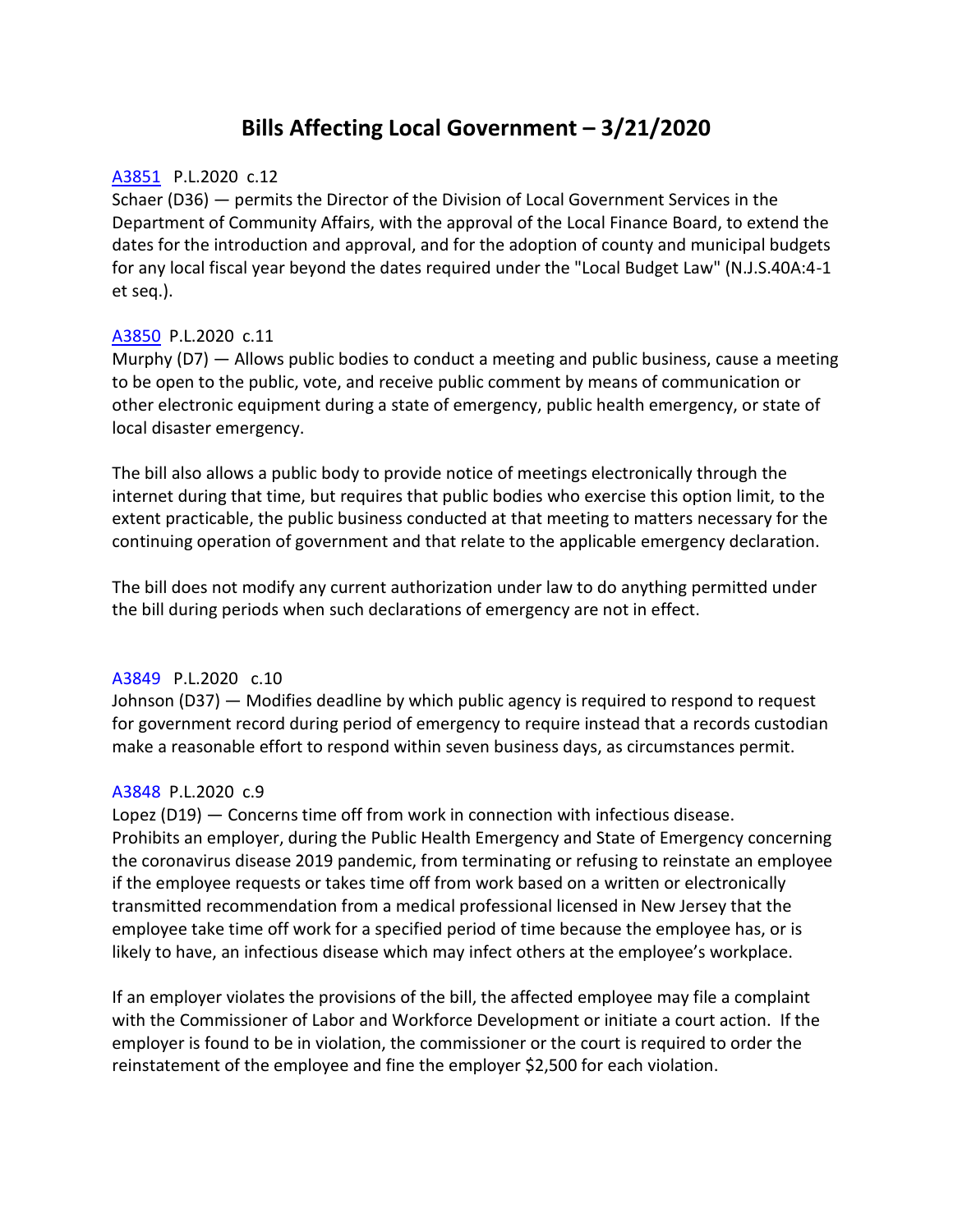# Bills Affecting Local Government – 3/21/2020

A3851 P.L.2020 c.12
Schaer (D36) — permits the Director of the Division of Local Government Services in the Department of Community Affairs, with the approval of the Local Finance Board, to extend the dates for the introduction and approval, and for the adoption of county and municipal budgets for any local fiscal year beyond the dates required under the "Local Budget Law" (N.J.S.40A:4-1 et seq.).

A3850 P.L.2020 c.11
Murphy (D7) — Allows public bodies to conduct a meeting and public business, cause a meeting to be open to the public, vote, and receive public comment by means of communication or other electronic equipment during a state of emergency, public health emergency, or state of local disaster emergency.

The bill also allows a public body to provide notice of meetings electronically through the internet during that time, but requires that public bodies who exercise this option limit, to the extent practicable, the public business conducted at that meeting to matters necessary for the continuing operation of government and that relate to the applicable emergency declaration.

The bill does not modify any current authorization under law to do anything permitted under the bill during periods when such declarations of emergency are not in effect.

A3849 P.L.2020 c.10
Johnson (D37) — Modifies deadline by which public agency is required to respond to request for government record during period of emergency to require instead that a records custodian make a reasonable effort to respond within seven business days, as circumstances permit.

A3848 P.L.2020 c.9
Lopez (D19) — Concerns time off from work in connection with infectious disease. Prohibits an employer, during the Public Health Emergency and State of Emergency concerning the coronavirus disease 2019 pandemic, from terminating or refusing to reinstate an employee if the employee requests or takes time off from work based on a written or electronically transmitted recommendation from a medical professional licensed in New Jersey that the employee take time off work for a specified period of time because the employee has, or is likely to have, an infectious disease which may infect others at the employee's workplace.

If an employer violates the provisions of the bill, the affected employee may file a complaint with the Commissioner of Labor and Workforce Development or initiate a court action. If the employer is found to be in violation, the commissioner or the court is required to order the reinstatement of the employee and fine the employer $2,500 for each violation.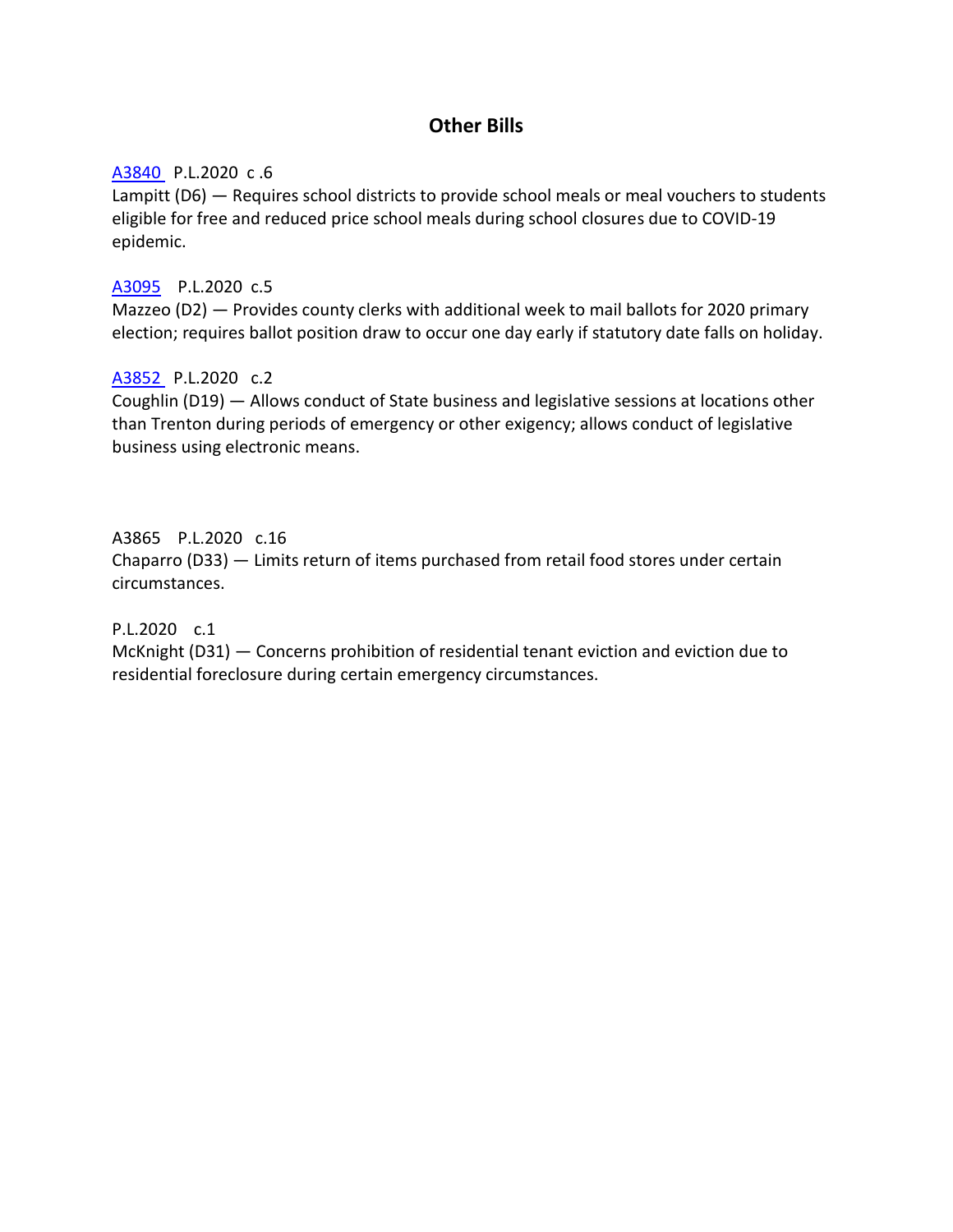## Other Bills

A3840 P.L.2020 c .6

Lampitt (D6) — Requires school districts to provide school meals or meal vouchers to students eligible for free and reduced price school meals during school closures due to COVID-19 epidemic.

A3095 P.L.2020 c.5

Mazzeo (D2) — Provides county clerks with additional week to mail ballots for 2020 primary election; requires ballot position draw to occur one day early if statutory date falls on holiday.

A3852 P.L.2020 c.2

Coughlin (D19) — Allows conduct of State business and legislative sessions at locations other than Trenton during periods of emergency or other exigency; allows conduct of legislative business using electronic means.

A3865 P.L.2020 c.16

Chaparro (D33) — Limits return of items purchased from retail food stores under certain circumstances.

P.L.2020 c.1

McKnight (D31) — Concerns prohibition of residential tenant eviction and eviction due to residential foreclosure during certain emergency circumstances.